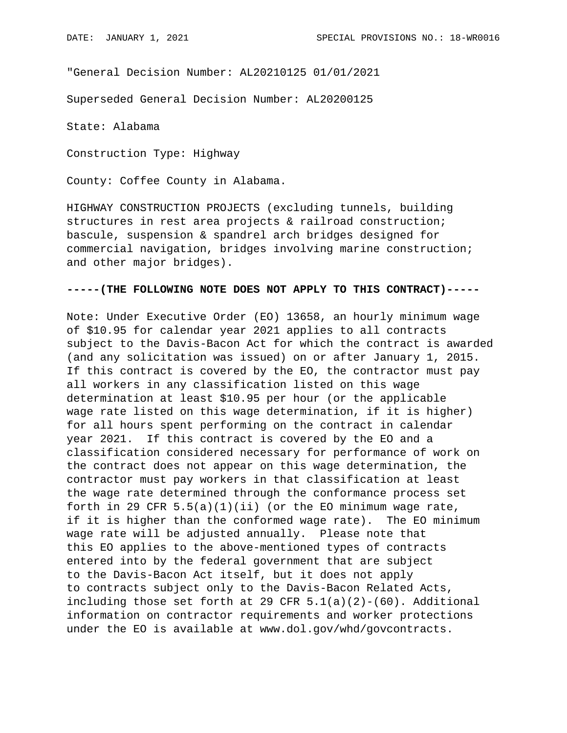DATE: JANUARY 1, 2021 SPECIAL PROVISIONS NO.: 18-WR0016

"General Decision Number: AL20210125 01/01/2021

Superseded General Decision Number: AL20200125

State: Alabama

Construction Type: Highway

County: Coffee County in Alabama.

HIGHWAY CONSTRUCTION PROJECTS (excluding tunnels, building structures in rest area projects & railroad construction; bascule, suspension & spandrel arch bridges designed for commercial navigation, bridges involving marine construction; and other major bridges).

**-----(THE FOLLOWING NOTE DOES NOT APPLY TO THIS CONTRACT)-----**

Note: Under Executive Order (EO) 13658, an hourly minimum wage of $10.95 for calendar year 2021 applies to all contracts subject to the Davis-Bacon Act for which the contract is awarded (and any solicitation was issued) on or after January 1, 2015. If this contract is covered by the EO, the contractor must pay all workers in any classification listed on this wage determination at least $10.95 per hour (or the applicable wage rate listed on this wage determination, if it is higher) for all hours spent performing on the contract in calendar year 2021. If this contract is covered by the EO and a classification considered necessary for performance of work on the contract does not appear on this wage determination, the contractor must pay workers in that classification at least the wage rate determined through the conformance process set forth in 29 CFR 5.5(a)(1)(ii) (or the EO minimum wage rate, if it is higher than the conformed wage rate). The EO minimum wage rate will be adjusted annually. Please note that this EO applies to the above-mentioned types of contracts entered into by the federal government that are subject to the Davis-Bacon Act itself, but it does not apply to contracts subject only to the Davis-Bacon Related Acts, including those set forth at 29 CFR 5.1(a)(2)-(60). Additional information on contractor requirements and worker protections under the EO is available at www.dol.gov/whd/govcontracts.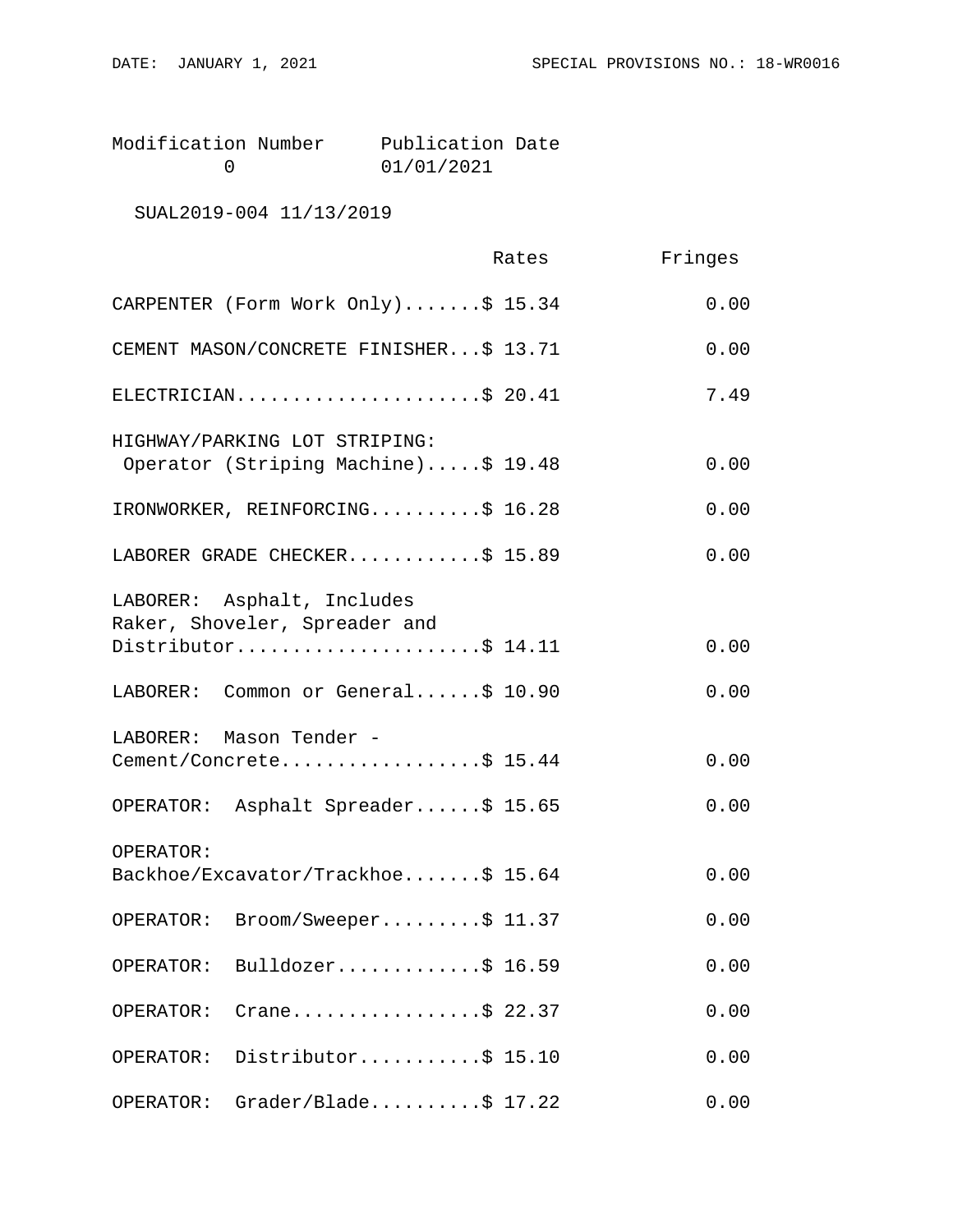| Modification Number | Publication Date |
|---|---|
| 0 | 01/01/2021 |

SUAL2019-004 11/13/2019

| | Rates | Fringes |
|---|---|---|
| CARPENTER (Form Work Only) | $ 15.34 | 0.00 |
| CEMENT MASON/CONCRETE FINISHER | $ 13.71 | 0.00 |
| ELECTRICIAN | $ 20.41 | 7.49 |
| HIGHWAY/PARKING LOT STRIPING: Operator (Striping Machine) | $ 19.48 | 0.00 |
| IRONWORKER, REINFORCING | $ 16.28 | 0.00 |
| LABORER GRADE CHECKER | $ 15.89 | 0.00 |
| LABORER: Asphalt, Includes Raker, Shoveler, Spreader and Distributor | $ 14.11 | 0.00 |
| LABORER: Common or General | $ 10.90 | 0.00 |
| LABORER: Mason Tender - Cement/Concrete | $ 15.44 | 0.00 |
| OPERATOR: Asphalt Spreader | $ 15.65 | 0.00 |
| OPERATOR: Backhoe/Excavator/Trackhoe | $ 15.64 | 0.00 |
| OPERATOR: Broom/Sweeper | $ 11.37 | 0.00 |
| OPERATOR: Bulldozer | $ 16.59 | 0.00 |
| OPERATOR: Crane | $ 22.37 | 0.00 |
| OPERATOR: Distributor | $ 15.10 | 0.00 |
| OPERATOR: Grader/Blade | $ 17.22 | 0.00 |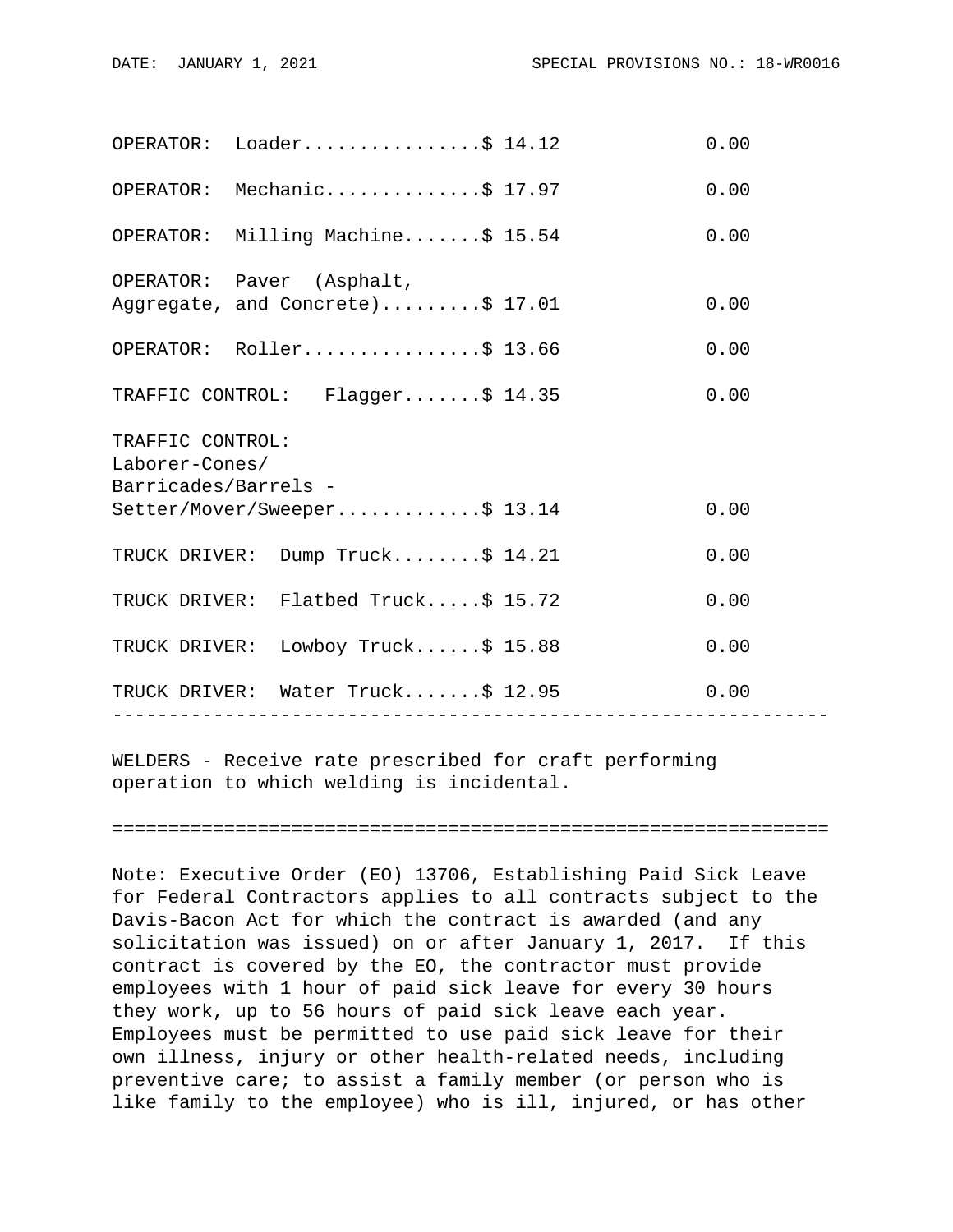| Classification | Rates | Fringes |
|---|---|---|
| OPERATOR: Loader | $ 14.12 | 0.00 |
| OPERATOR: Mechanic | $ 17.97 | 0.00 |
| OPERATOR: Milling Machine | $ 15.54 | 0.00 |
| OPERATOR: Paver (Asphalt, Aggregate, and Concrete) | $ 17.01 | 0.00 |
| OPERATOR: Roller | $ 13.66 | 0.00 |
| TRAFFIC CONTROL: Flagger | $ 14.35 | 0.00 |
| TRAFFIC CONTROL: Laborer-Cones/ Barricades/Barrels - Setter/Mover/Sweeper | $ 13.14 | 0.00 |
| TRUCK DRIVER: Dump Truck | $ 14.21 | 0.00 |
| TRUCK DRIVER: Flatbed Truck | $ 15.72 | 0.00 |
| TRUCK DRIVER: Lowboy Truck | $ 15.88 | 0.00 |
| TRUCK DRIVER: Water Truck | $ 12.95 | 0.00 |

---

WELDERS - Receive rate prescribed for craft performing operation to which welding is incidental.

---

Note: Executive Order (EO) 13706, Establishing Paid Sick Leave for Federal Contractors applies to all contracts subject to the Davis-Bacon Act for which the contract is awarded (and any solicitation was issued) on or after January 1, 2017. If this contract is covered by the EO, the contractor must provide employees with 1 hour of paid sick leave for every 30 hours they work, up to 56 hours of paid sick leave each year. Employees must be permitted to use paid sick leave for their own illness, injury or other health-related needs, including preventive care; to assist a family member (or person who is like family to the employee) who is ill, injured, or has other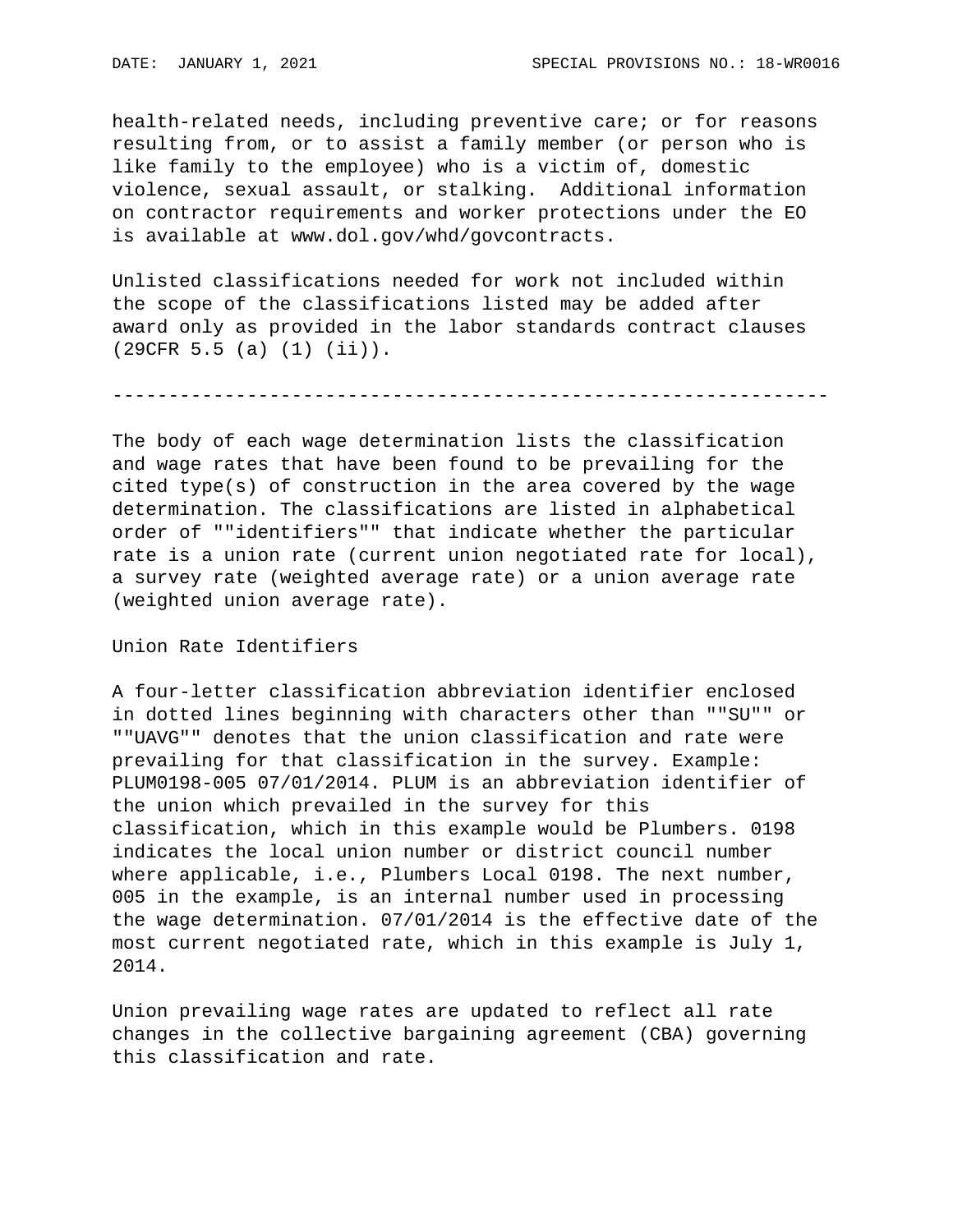health-related needs, including preventive care; or for reasons resulting from, or to assist a family member (or person who is like family to the employee) who is a victim of, domestic violence, sexual assault, or stalking.  Additional information on contractor requirements and worker protections under the EO is available at www.dol.gov/whd/govcontracts.

Unlisted classifications needed for work not included within the scope of the classifications listed may be added after award only as provided in the labor standards contract clauses (29CFR 5.5 (a) (1) (ii)).

----------------------------------------------------------------

The body of each wage determination lists the classification and wage rates that have been found to be prevailing for the cited type(s) of construction in the area covered by the wage determination. The classifications are listed in alphabetical order of ""identifiers"" that indicate whether the particular rate is a union rate (current union negotiated rate for local), a survey rate (weighted average rate) or a union average rate (weighted union average rate).

Union Rate Identifiers

A four-letter classification abbreviation identifier enclosed in dotted lines beginning with characters other than ""SU"" or ""UAVG"" denotes that the union classification and rate were prevailing for that classification in the survey. Example: PLUM0198-005 07/01/2014. PLUM is an abbreviation identifier of the union which prevailed in the survey for this classification, which in this example would be Plumbers. 0198 indicates the local union number or district council number where applicable, i.e., Plumbers Local 0198. The next number, 005 in the example, is an internal number used in processing the wage determination. 07/01/2014 is the effective date of the most current negotiated rate, which in this example is July 1, 2014.

Union prevailing wage rates are updated to reflect all rate changes in the collective bargaining agreement (CBA) governing this classification and rate.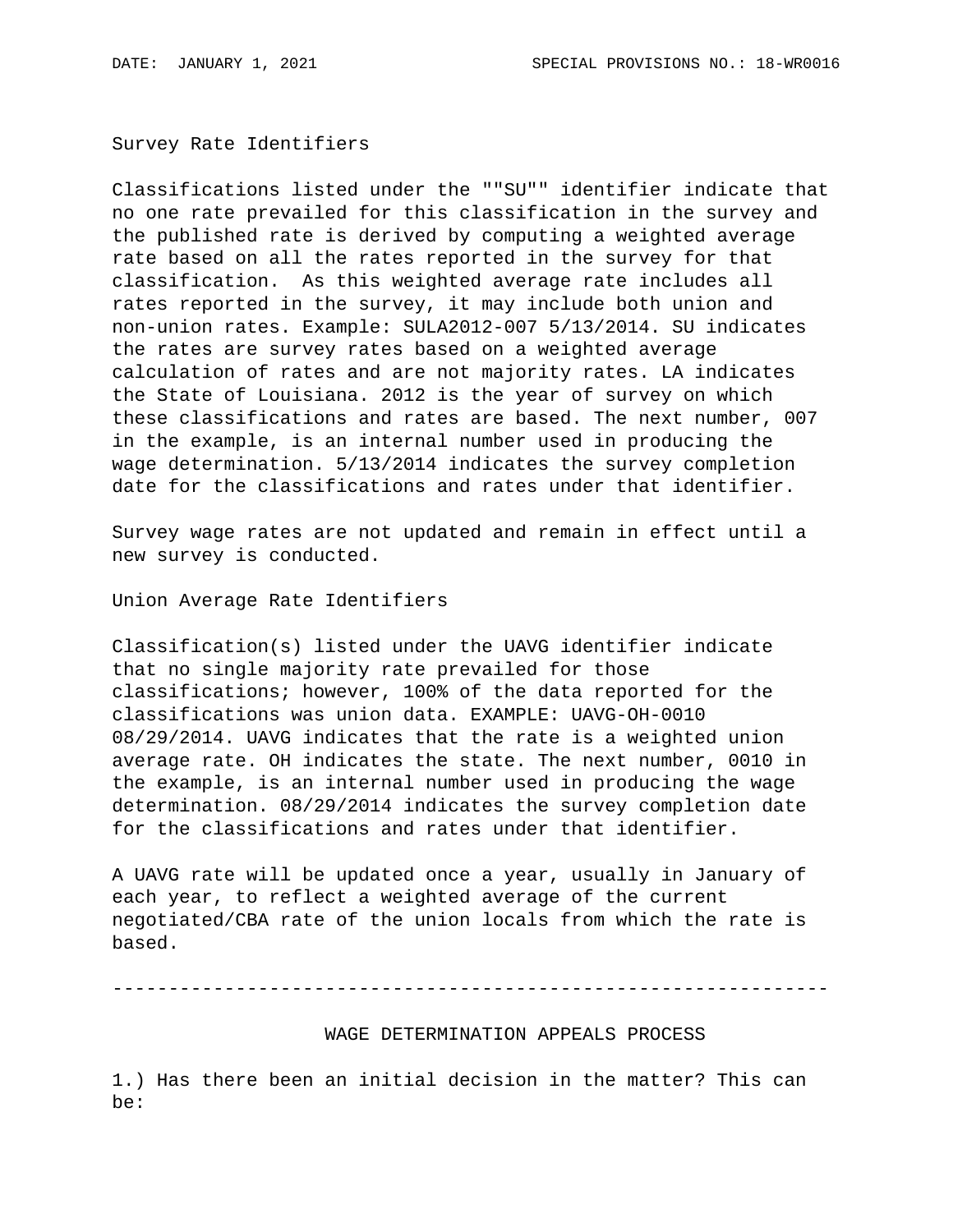Survey Rate Identifiers

Classifications listed under the ""SU"" identifier indicate that no one rate prevailed for this classification in the survey and the published rate is derived by computing a weighted average rate based on all the rates reported in the survey for that classification. As this weighted average rate includes all rates reported in the survey, it may include both union and non-union rates. Example: SULA2012-007 5/13/2014. SU indicates the rates are survey rates based on a weighted average calculation of rates and are not majority rates. LA indicates the State of Louisiana. 2012 is the year of survey on which these classifications and rates are based. The next number, 007 in the example, is an internal number used in producing the wage determination. 5/13/2014 indicates the survey completion date for the classifications and rates under that identifier.

Survey wage rates are not updated and remain in effect until a new survey is conducted.

Union Average Rate Identifiers

Classification(s) listed under the UAVG identifier indicate that no single majority rate prevailed for those classifications; however, 100% of the data reported for the classifications was union data. EXAMPLE: UAVG-OH-0010 08/29/2014. UAVG indicates that the rate is a weighted union average rate. OH indicates the state. The next number, 0010 in the example, is an internal number used in producing the wage determination. 08/29/2014 indicates the survey completion date for the classifications and rates under that identifier.

A UAVG rate will be updated once a year, usually in January of each year, to reflect a weighted average of the current negotiated/CBA rate of the union locals from which the rate is based.

----------------------------------------------------------------

WAGE DETERMINATION APPEALS PROCESS

1.) Has there been an initial decision in the matter? This can be: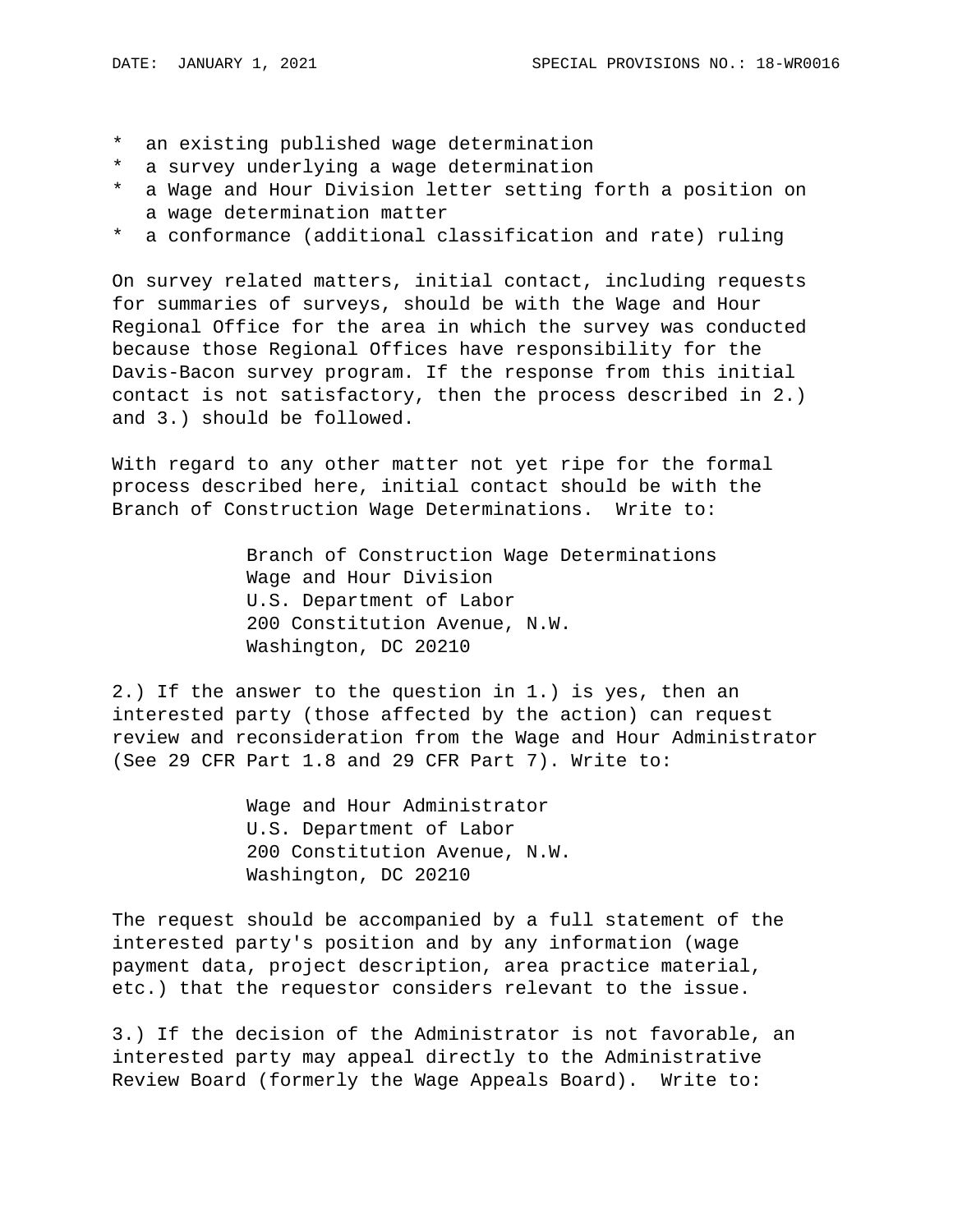* an existing published wage determination
* a survey underlying a wage determination
* a Wage and Hour Division letter setting forth a position on a wage determination matter
* a conformance (additional classification and rate) ruling

On survey related matters, initial contact, including requests for summaries of surveys, should be with the Wage and Hour Regional Office for the area in which the survey was conducted because those Regional Offices have responsibility for the Davis-Bacon survey program. If the response from this initial contact is not satisfactory, then the process described in 2.) and 3.) should be followed.

With regard to any other matter not yet ripe for the formal process described here, initial contact should be with the Branch of Construction Wage Determinations. Write to:

Branch of Construction Wage Determinations
Wage and Hour Division
U.S. Department of Labor
200 Constitution Avenue, N.W.
Washington, DC 20210

2.) If the answer to the question in 1.) is yes, then an interested party (those affected by the action) can request review and reconsideration from the Wage and Hour Administrator (See 29 CFR Part 1.8 and 29 CFR Part 7). Write to:

Wage and Hour Administrator
U.S. Department of Labor
200 Constitution Avenue, N.W.
Washington, DC 20210

The request should be accompanied by a full statement of the interested party's position and by any information (wage payment data, project description, area practice material, etc.) that the requestor considers relevant to the issue.

3.) If the decision of the Administrator is not favorable, an interested party may appeal directly to the Administrative Review Board (formerly the Wage Appeals Board). Write to: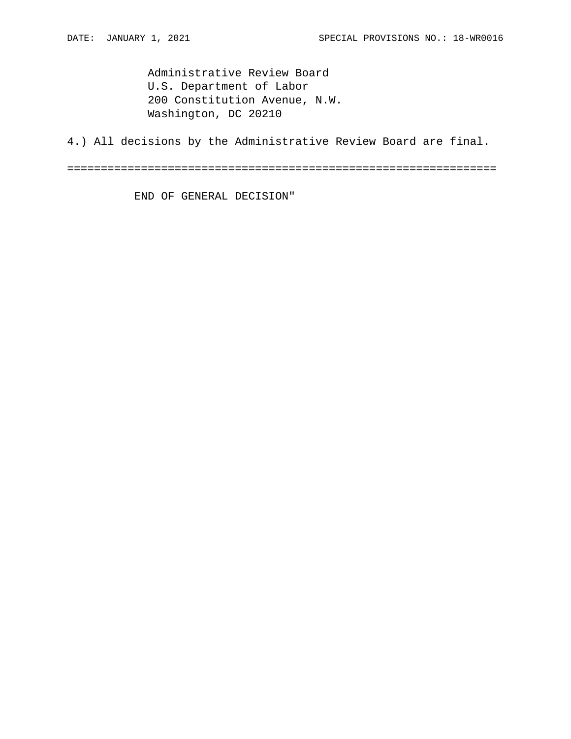Administrative Review Board
U.S. Department of Labor
200 Constitution Avenue, N.W.
Washington, DC 20210

4.) All decisions by the Administrative Review Board are final.

================================================================

END OF GENERAL DECISION"